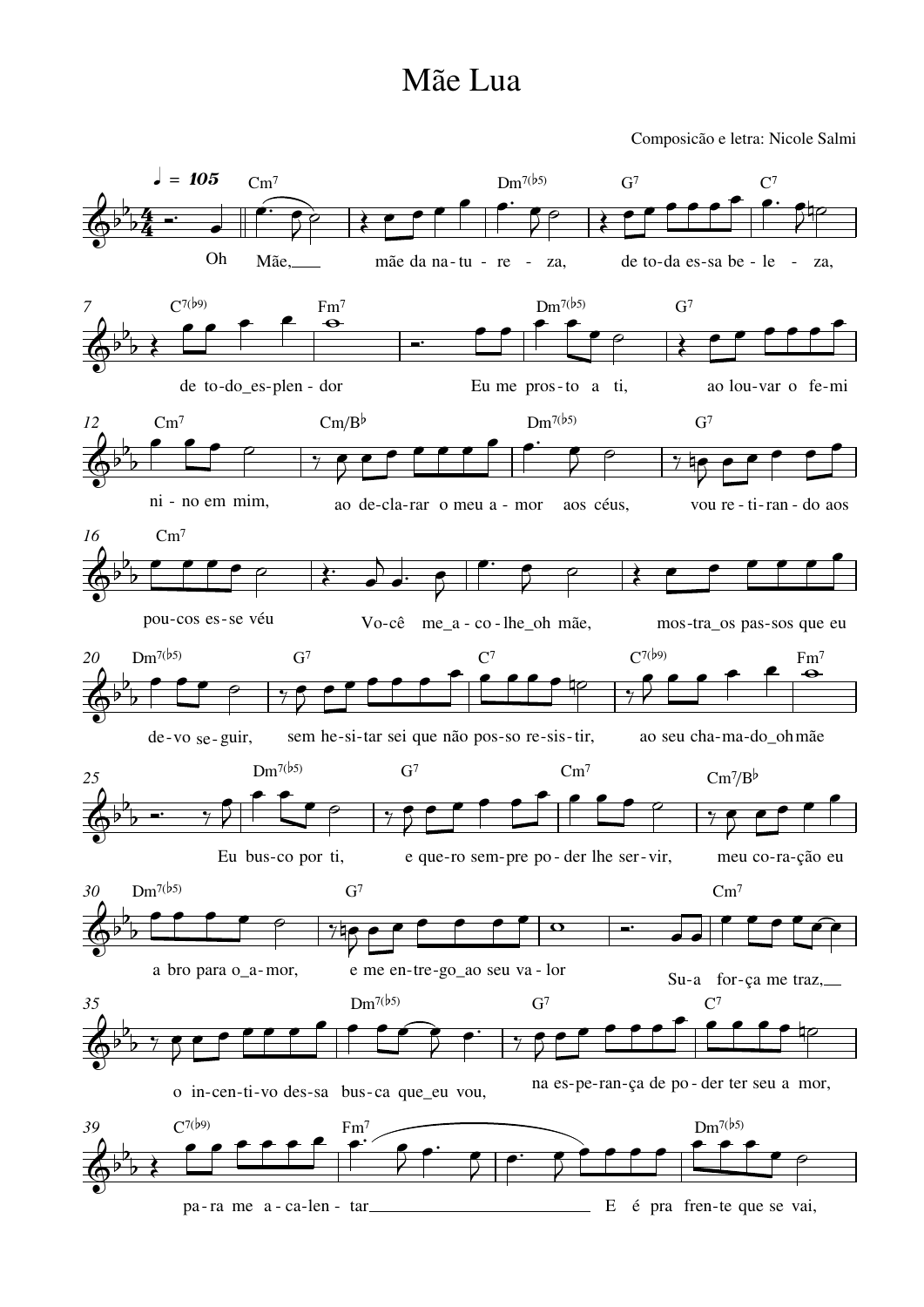# Mãe Lua

Composicão e letra: Nicole Salmi

♩ = 105

Cm7 | Dm7(♭5) | G7 | C7

Oh Mãe, mãe da na-tu-re-za, de to-da es-sa be-le-za,

C7(♭9) | Fm7 | Dm7(♭5) | G7

de to-do_es-plen-dor Eu me pros-to a ti, ao lou-var o fe-mi

Cm7 | Cm/B♭ | Dm7(♭5) | G7

ni-no em mim, ao de-cla-rar o meu a-mor aos céus, vou re-ti-ran-do aos

Cm7

pou-cos es-se véu Vo-cê me_a-co-lhe_oh mãe, mos-tra_os pas-sos que eu

Dm7(♭5) | G7 | C7 | C7(♭9) | Fm7

de-vo se-guir, sem he-si-tar sei que não pos-so re-sis-tir, ao seu cha-ma-do_oh mãe

Dm7(♭5) | G7 | Cm7 | Cm7/B♭

Eu bus-co por ti, e que-ro sem-pre po-der lhe ser-vir, meu co-ra-ção eu

Dm7(♭5) | G7 | Cm7

a bro para o_a-mor, e me en-tre-go_ao seu va-lor Su-a for-ça me traz,

Dm7(♭5) | G7 | C7

o in-cen-ti-vo des-sa bus-ca que_eu vou, na es-pe-ran-ça de po-der ter seu a mor,

C7(♭9) | Fm7 | Dm7(♭5)

pa-ra me a-ca-len-tar E é pra fren-te que se vai,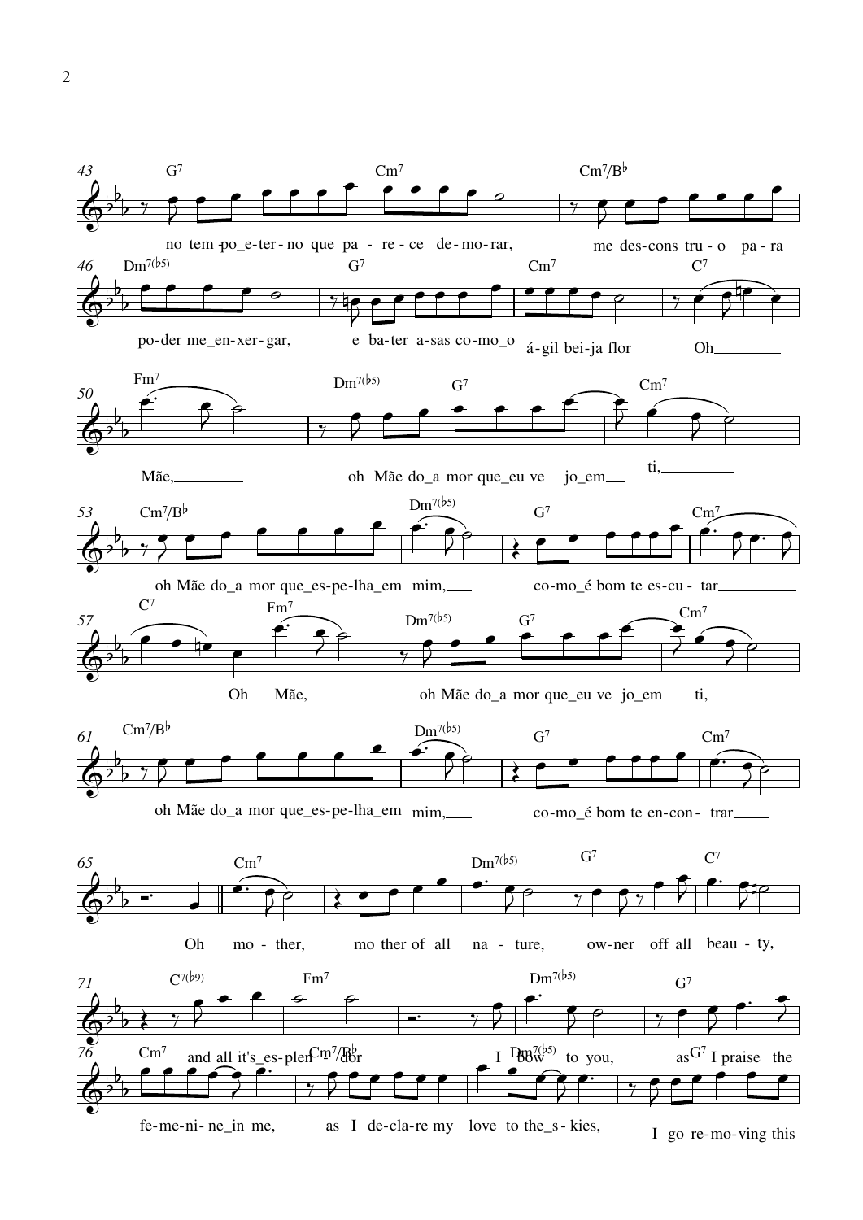43 G7 Cm7 Cm7/B♭

no tem-po_e-ter-no que pa - re - ce de-mo-rar, me des-cons tru - o pa - ra

46 Dm7(♭5) G7 Cm7 C7

po-der me_en-xer-gar, e ba-ter a-sas co-mo_o á-gil bei-ja flor Oh

50 Fm7 Dm7(♭5) G7 Cm7

Mãe, oh Mãe do_a mor que_eu ve jo_em ti,

53 Cm7/B♭ Dm7(♭5) G7 Cm7

oh Mãe do_a mor que_es-pe-lha_em mim, co-mo_é bom te es-cu - tar

57 C7 Fm7 Dm7(♭5) G7 Cm7

Oh Mãe, oh Mãe do_a mor que_eu ve jo_em ti,

61 Cm7/B♭ Dm7(♭5) G7 Cm7

oh Mãe do_a mor que_es-pe-lha_em mim, co-mo_é bom te en-con - trar

65 Cm7 Dm7(♭5) G7 C7

Oh mo - ther, mo ther of all na - ture, ow-ner off all beau - ty,

71 C7(♭9) Fm7 Dm7(♭5) G7

and all it's_es-plen - dor I bow to you, as I praise the

76 Cm7 Cm7/B♭ Dm7(♭5) G7

fe-me-ni- ne_in me, as I de-cla-re my love to the_s- kies, I go re-mo-ving this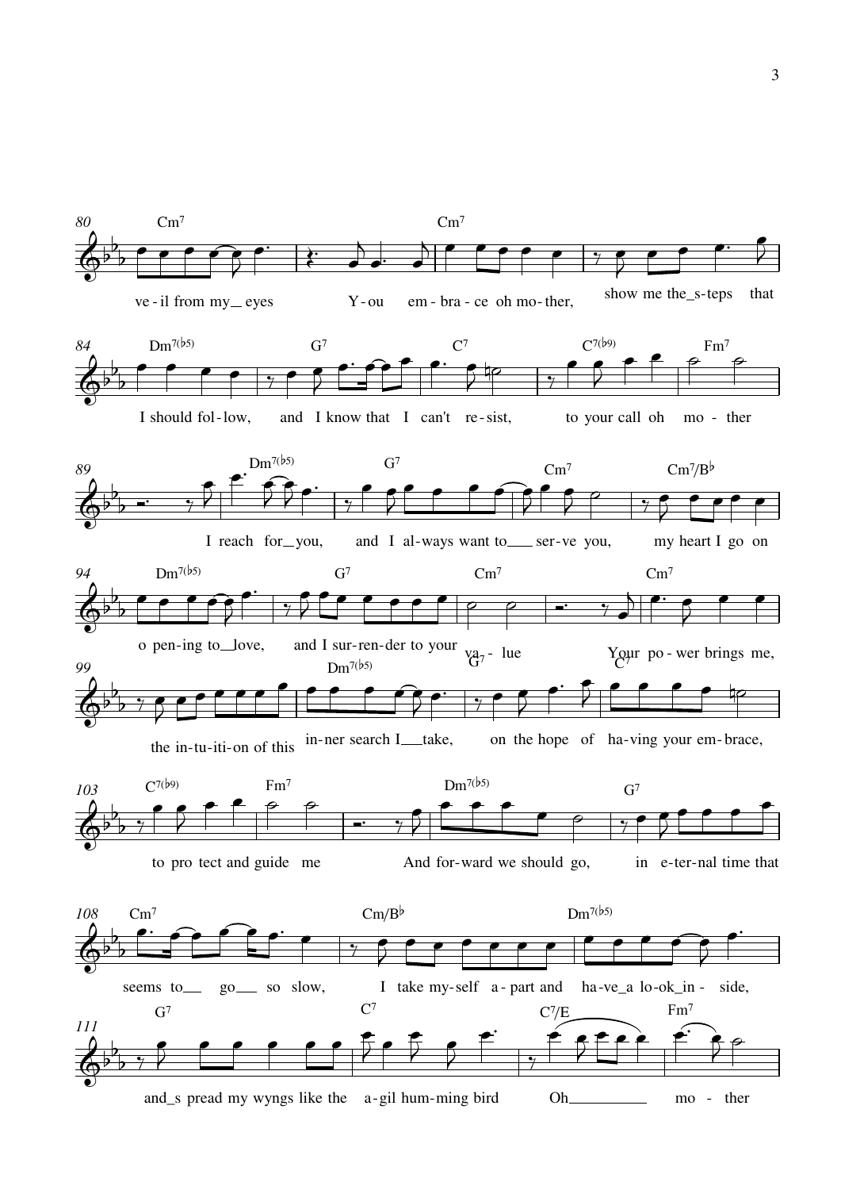80 Cm7 Cm7

ve - il from my_ eyes Y - ou em - bra - ce oh mo - ther, show me the_s - teps that

84 Dm7(♭5) G7 C7 C7(♭9) Fm7

I should fol - low, and I know that I can't re - sist, to your call oh mo - ther

89 Dm7(♭5) G7 Cm7 Cm7/B♭

I reach for_ you, and I al - ways want to___ ser - ve you, my heart I go on

94 Dm7(♭5) G7 Cm7 Cm7

o pen - ing to_ love, and I sur - ren - der to your va - lue Your po - wer brings me,

99 Dm7(♭5) G7 C7

the in - tu - iti - on of this in - ner search I___take, on the hope of ha - ving your em - brace,

103 C7(♭9) Fm7 Dm7(♭5) G7

to pro tect and guide me And for - ward we should go, in e - ter - nal time that

108 Cm7 Cm/B♭ Dm7(♭5)

seems to___ go___ so slow, I take my - self a - part and ha - ve_a lo - ok_in - side,

111 G7 C7 C7/E Fm7

and_s pread my wyngs like the a - gil hum - ming bird Oh__________ mo - ther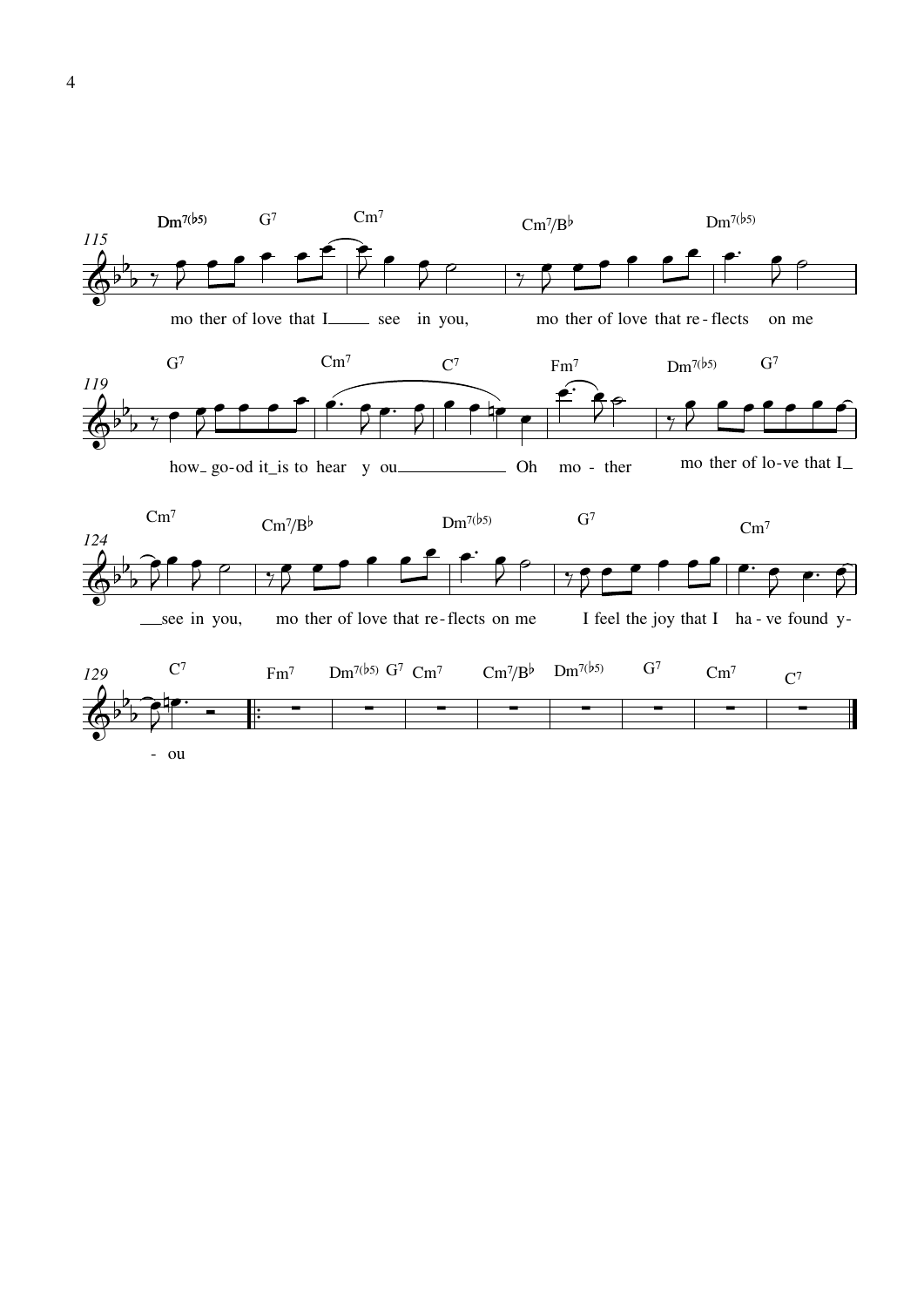115

Dm7(b5) G7 Cm7 Cm7/Bb Dm7(b5)

mo ther of love that I see in you, mo ther of love that re - flects on me

119

G7 Cm7 C7 Fm7 Dm7(b5) G7

how go-od it is to hear y ou Oh mo - ther mo ther of lo-ve that I

124

Cm7 Cm7/Bb Dm7(b5) G7 Cm7

see in you, mo ther of love that re - flects on me I feel the joy that I ha - ve found y-

129

C7 Fm7 Dm7(b5) G7 Cm7 Cm7/Bb Dm7(b5) G7 Cm7 C7

- ou